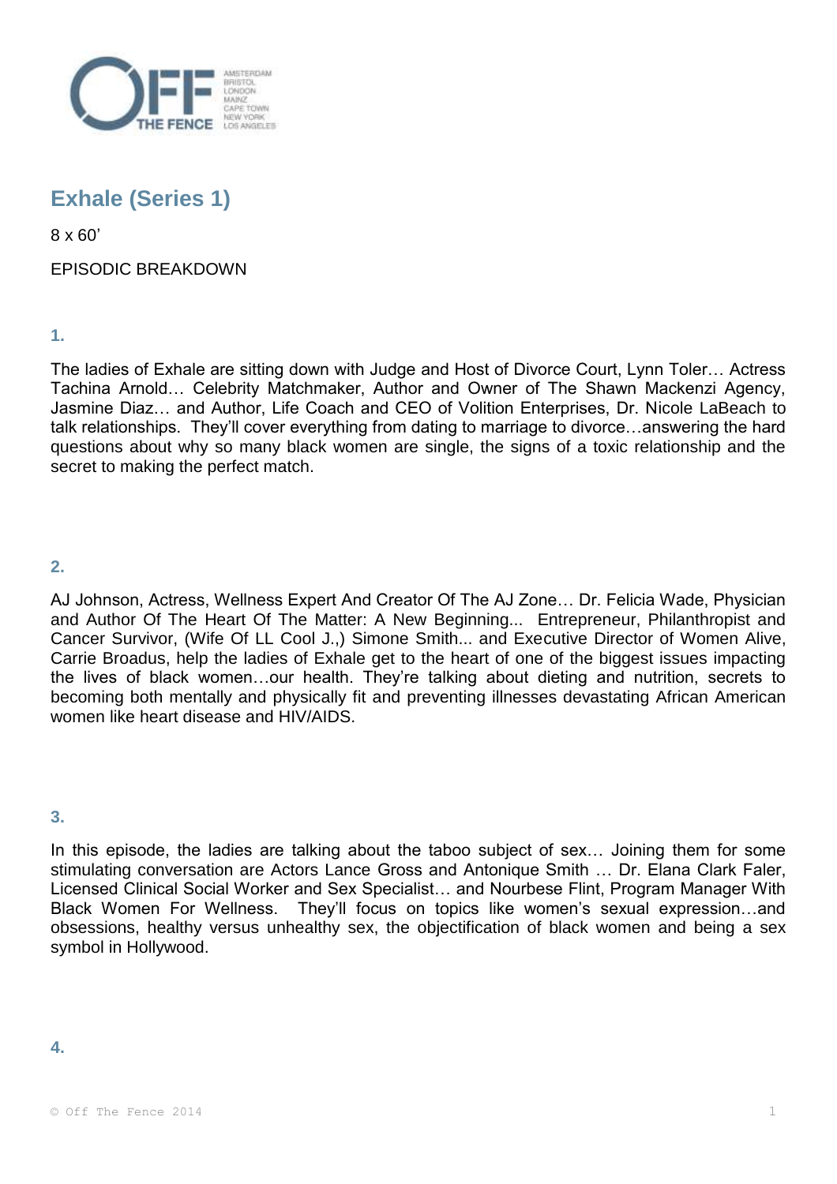# Exhale (Series 1)

8 x 60'

EPISODIC BREAKDOWN

### 1.

The ladies of Exhale are sitting down with Judge and Host of Divorce Court, Lynn Toler… Actress Tachina Arnold… Celebrity Matchmaker, Author and Owner of The Shawn Mackenzi Agency, Jasmine Diaz… and Author, Life Coach and CEO of Volition Enterprises, Dr. Nicole LaBeach to talk relationships. They'll cover everything from dating to marriage to divorce…answering the hard questions about why so many black women are single, the signs of a toxic relationship and the secret to making the perfect match.

### 2.

AJ Johnson, Actress, Wellness Expert And Creator Of The AJ Zone… Dr. Felicia Wade, Physician and Author Of The Heart Of The Matter: A New Beginning... Entrepreneur, Philanthropist and Cancer Survivor, (Wife Of LL Cool J.,) Simone Smith... and Executive Director of Women Alive, Carrie Broadus, help the ladies of Exhale get to the heart of one of the biggest issues impacting the lives of black women…our health. They're talking about dieting and nutrition, secrets to becoming both mentally and physically fit and preventing illnesses devastating African American women like heart disease and HIV/AIDS.

### 3.

In this episode, the ladies are talking about the taboo subject of sex… Joining them for some stimulating conversation are Actors Lance Gross and Antonique Smith … Dr. Elana Clark Faler, Licensed Clinical Social Worker and Sex Specialist… and Nourbese Flint, Program Manager With Black Women For Wellness. They'll focus on topics like women's sexual expression…and obsessions, healthy versus unhealthy sex, the objectification of black women and being a sex symbol in Hollywood.

### 4.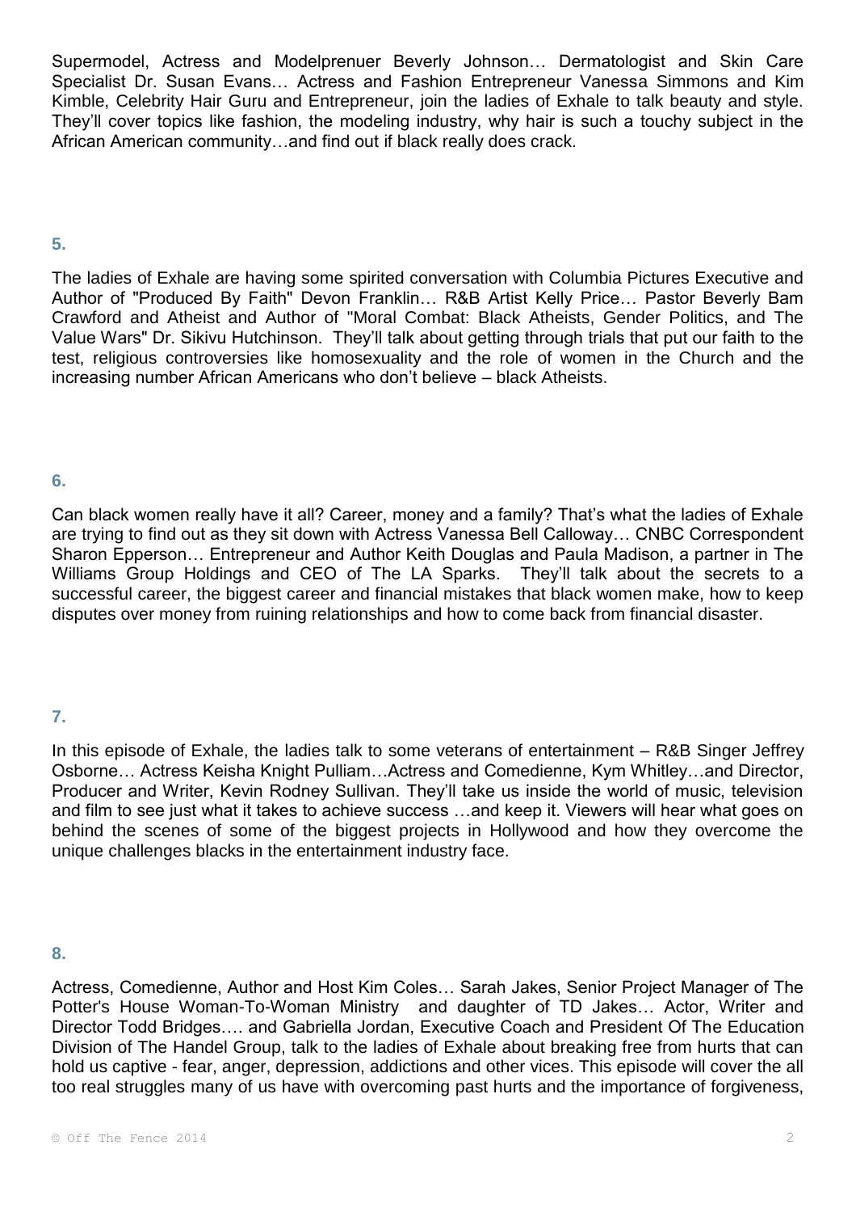Supermodel, Actress and Modelprenuer Beverly Johnson… Dermatologist and Skin Care Specialist Dr. Susan Evans… Actress and Fashion Entrepreneur Vanessa Simmons and Kim Kimble, Celebrity Hair Guru and Entrepreneur, join the ladies of Exhale to talk beauty and style. They'll cover topics like fashion, the modeling industry, why hair is such a touchy subject in the African American community…and find out if black really does crack.

### 5.

The ladies of Exhale are having some spirited conversation with Columbia Pictures Executive and Author of "Produced By Faith" Devon Franklin… R&B Artist Kelly Price… Pastor Beverly Bam Crawford and Atheist and Author of "Moral Combat: Black Atheists, Gender Politics, and The Value Wars" Dr. Sikivu Hutchinson. They'll talk about getting through trials that put our faith to the test, religious controversies like homosexuality and the role of women in the Church and the increasing number African Americans who don't believe – black Atheists.

### 6.

Can black women really have it all? Career, money and a family? That's what the ladies of Exhale are trying to find out as they sit down with Actress Vanessa Bell Calloway… CNBC Correspondent Sharon Epperson… Entrepreneur and Author Keith Douglas and Paula Madison, a partner in The Williams Group Holdings and CEO of The LA Sparks. They'll talk about the secrets to a successful career, the biggest career and financial mistakes that black women make, how to keep disputes over money from ruining relationships and how to come back from financial disaster.

### 7.

In this episode of Exhale, the ladies talk to some veterans of entertainment – R&B Singer Jeffrey Osborne… Actress Keisha Knight Pulliam…Actress and Comedienne, Kym Whitley…and Director, Producer and Writer, Kevin Rodney Sullivan. They'll take us inside the world of music, television and film to see just what it takes to achieve success …and keep it. Viewers will hear what goes on behind the scenes of some of the biggest projects in Hollywood and how they overcome the unique challenges blacks in the entertainment industry face.

### 8.

Actress, Comedienne, Author and Host Kim Coles… Sarah Jakes, Senior Project Manager of The Potter's House Woman-To-Woman Ministry and daughter of TD Jakes… Actor, Writer and Director Todd Bridges…. and Gabriella Jordan, Executive Coach and President Of The Education Division of The Handel Group, talk to the ladies of Exhale about breaking free from hurts that can hold us captive - fear, anger, depression, addictions and other vices. This episode will cover the all too real struggles many of us have with overcoming past hurts and the importance of forgiveness,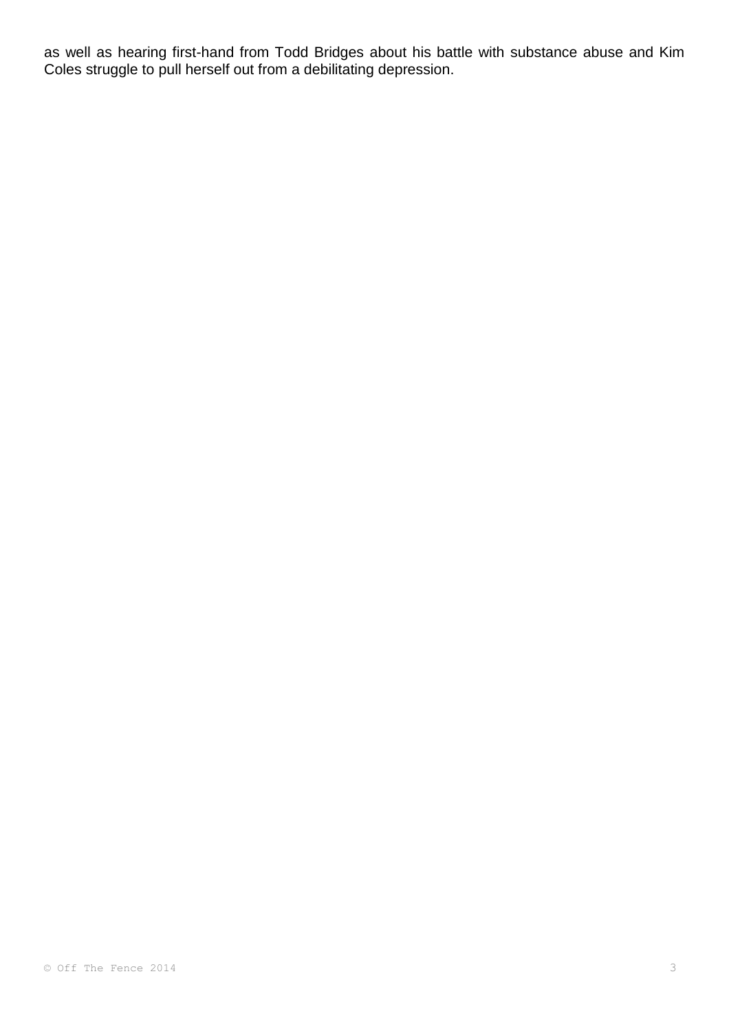as well as hearing first-hand from Todd Bridges about his battle with substance abuse and Kim Coles struggle to pull herself out from a debilitating depression.

© Off The Fence 2014